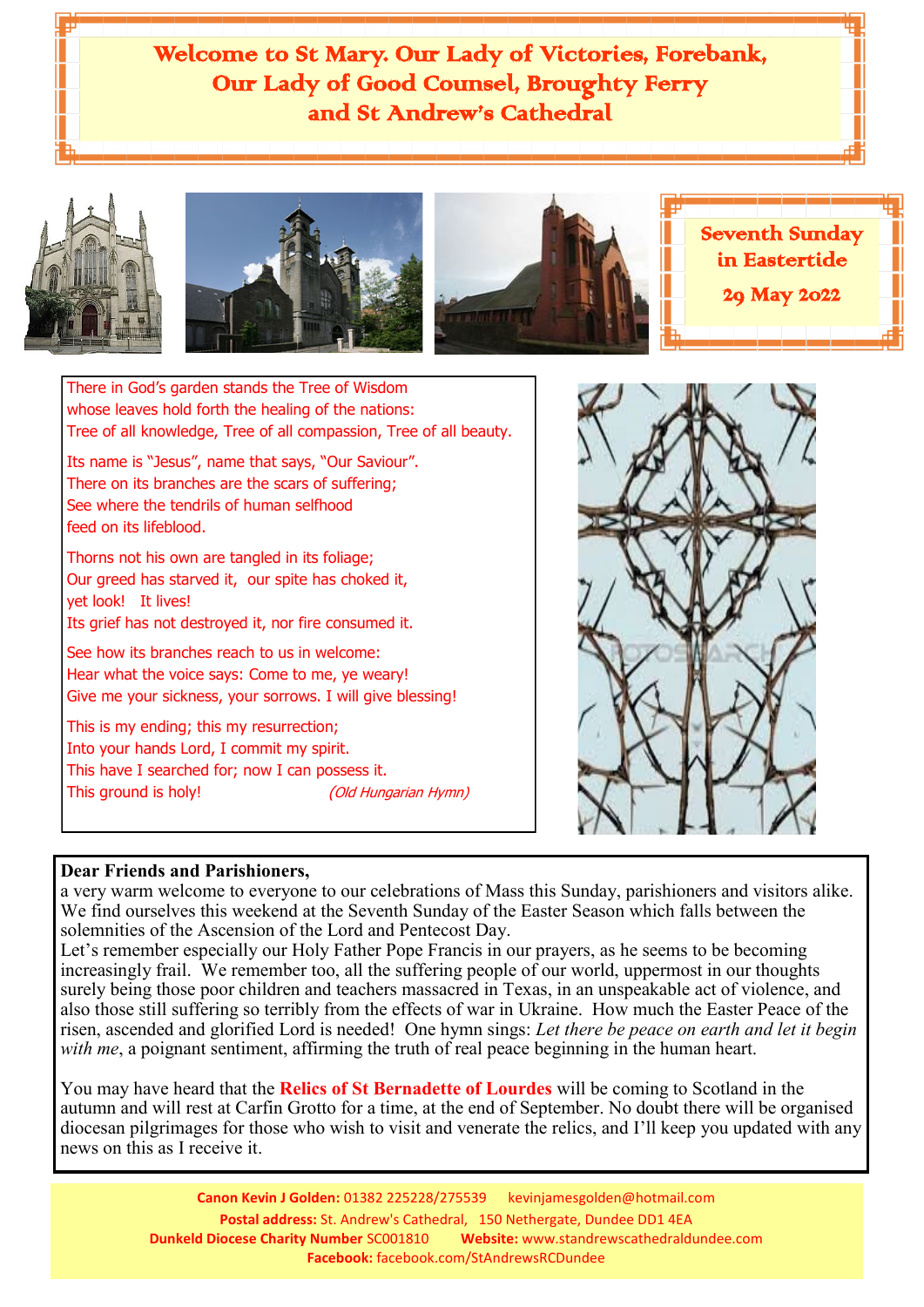# Welcome to St Mary. Our Lady of Victories, Forebank, Our Lady of Good Counsel, Broughty Ferry and St Andrew's Cathedral

**Seventh Sunday in Eastertide**

**29 May 2022**

There in God's garden stands the Tree of Wisdom
whose leaves hold forth the healing of the nations:
Tree of all knowledge, Tree of all compassion, Tree of all beauty.

Its name is "Jesus", name that says, "Our Saviour".
There on its branches are the scars of suffering;
See where the tendrils of human selfhood
feed on its lifeblood.

Thorns not his own are tangled in its foliage;
Our greed has starved it, our spite has choked it,
yet look! It lives!
Its grief has not destroyed it, nor fire consumed it.

See how its branches reach to us in welcome:
Hear what the voice says: Come to me, ye weary!
Give me your sickness, your sorrows. I will give blessing!

This is my ending; this my resurrection;
Into your hands Lord, I commit my spirit.
This have I searched for; now I can possess it.
This ground is holy! *(Old Hungarian Hymn)*

**Dear Friends and Parishioners,**

a very warm welcome to everyone to our celebrations of Mass this Sunday, parishioners and visitors alike. We find ourselves this weekend at the Seventh Sunday of the Easter Season which falls between the solemnities of the Ascension of the Lord and Pentecost Day.

Let's remember especially our Holy Father Pope Francis in our prayers, as he seems to be becoming increasingly frail. We remember too, all the suffering people of our world, uppermost in our thoughts surely being those poor children and teachers massacred in Texas, in an unspeakable act of violence, and also those still suffering so terribly from the effects of war in Ukraine. How much the Easter Peace of the risen, ascended and glorified Lord is needed! One hymn sings: *Let there be peace on earth and let it begin with me*, a poignant sentiment, affirming the truth of real peace beginning in the human heart.

You may have heard that the **Relics of St Bernadette of Lourdes** will be coming to Scotland in the autumn and will rest at Carfin Grotto for a time, at the end of September. No doubt there will be organised diocesan pilgrimages for those who wish to visit and venerate the relics, and I'll keep you updated with any news on this as I receive it.

**Canon Kevin J Golden:** 01382 225228/275539 kevinjamesgolden@hotmail.com
**Postal address:** St. Andrew's Cathedral, 150 Nethergate, Dundee DD1 4EA
**Dunkeld Diocese Charity Number** SC001810 **Website:** www.standrewscathedraldundee.com
**Facebook:** facebook.com/StAndrewsRCDundee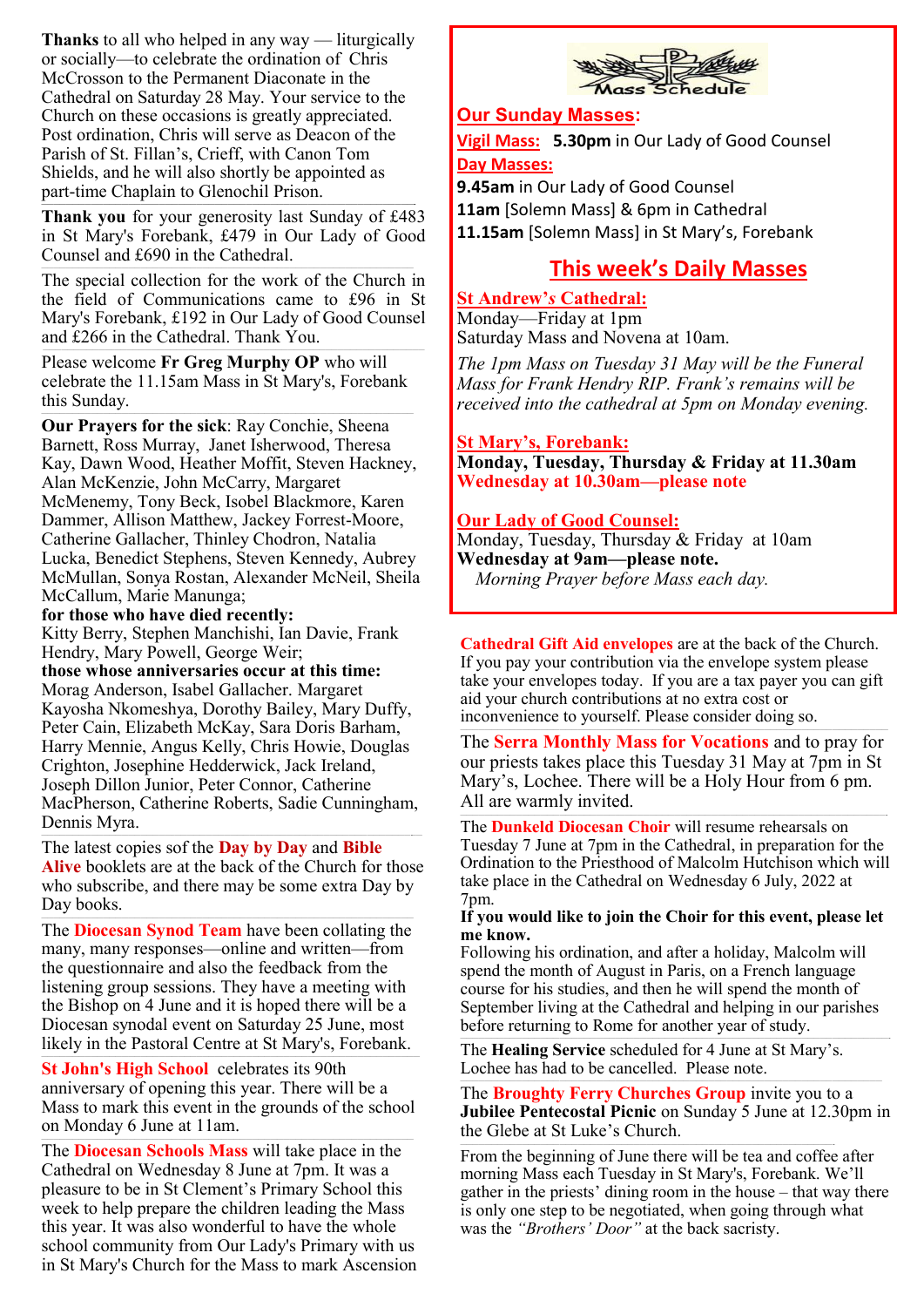**Thanks** to all who helped in any way — liturgically or socially—to celebrate the ordination of Chris McCrosson to the Permanent Diaconate in the Cathedral on Saturday 28 May. Your service to the Church on these occasions is greatly appreciated. Post ordination, Chris will serve as Deacon of the Parish of St. Fillan's, Crieff, with Canon Tom Shields, and he will also shortly be appointed as part-time Chaplain to Glenochil Prison.

**Thank you** for your generosity last Sunday of £483 in St Mary's Forebank, £479 in Our Lady of Good Counsel and £690 in the Cathedral.

The special collection for the work of the Church in the field of Communications came to £96 in St Mary's Forebank, £192 in Our Lady of Good Counsel and £266 in the Cathedral. Thank You.

Please welcome **Fr Greg Murphy OP** who will celebrate the 11.15am Mass in St Mary's, Forebank this Sunday.

**Our Prayers for the sick**: Ray Conchie, Sheena Barnett, Ross Murray, Janet Isherwood, Theresa Kay, Dawn Wood, Heather Moffit, Steven Hackney, Alan McKenzie, John McCarry, Margaret McMenemy, Tony Beck, Isobel Blackmore, Karen Dammer, Allison Matthew, Jackey Forrest-Moore, Catherine Gallacher, Thinley Chodron, Natalia Lucka, Benedict Stephens, Steven Kennedy, Aubrey McMullan, Sonya Rostan, Alexander McNeil, Sheila McCallum, Marie Manunga;
**for those who have died recently:**
Kitty Berry, Stephen Manchishi, Ian Davie, Frank Hendry, Mary Powell, George Weir;
**those whose anniversaries occur at this time:**
Morag Anderson, Isabel Gallacher. Margaret Kayosha Nkomeshya, Dorothy Bailey, Mary Duffy, Peter Cain, Elizabeth McKay, Sara Doris Barham, Harry Mennie, Angus Kelly, Chris Howie, Douglas Crighton, Josephine Hedderwick, Jack Ireland, Joseph Dillon Junior, Peter Connor, Catherine MacPherson, Catherine Roberts, Sadie Cunningham, Dennis Myra.

The latest copies sof the **Day by Day** and **Bible Alive** booklets are at the back of the Church for those who subscribe, and there may be some extra Day by Day books.

The **Diocesan Synod Team** have been collating the many, many responses—online and written—from the questionnaire and also the feedback from the listening group sessions. They have a meeting with the Bishop on 4 June and it is hoped there will be a Diocesan synodal event on Saturday 25 June, most likely in the Pastoral Centre at St Mary's, Forebank.

**St John's High School** celebrates its 90th anniversary of opening this year. There will be a Mass to mark this event in the grounds of the school on Monday 6 June at 11am.

The **Diocesan Schools Mass** will take place in the Cathedral on Wednesday 8 June at 7pm. It was a pleasure to be in St Clement's Primary School this week to help prepare the children leading the Mass this year. It was also wonderful to have the whole school community from Our Lady's Primary with us in St Mary's Church for the Mass to mark Ascension

## Mass Schedule

### Our Sunday Masses:

**Vigil Mass:** **5.30pm** in Our Lady of Good Counsel

**Day Masses:**
**9.45am** in Our Lady of Good Counsel
**11am** [Solemn Mass] & 6pm in Cathedral
**11.15am** [Solemn Mass] in St Mary's, Forebank

### This week's Daily Masses

**St Andrew's Cathedral:**
Monday—Friday at 1pm
Saturday Mass and Novena at 10am.

*The 1pm Mass on Tuesday 31 May will be the Funeral Mass for Frank Hendry RIP. Frank's remains will be received into the cathedral at 5pm on Monday evening.*

**St Mary's, Forebank:**
**Monday, Tuesday, Thursday & Friday at 11.30am**
**Wednesday at 10.30am—please note**

**Our Lady of Good Counsel:**
Monday, Tuesday, Thursday & Friday at 10am
**Wednesday at 9am—please note.**
*Morning Prayer before Mass each day.*

**Cathedral Gift Aid envelopes** are at the back of the Church. If you pay your contribution via the envelope system please take your envelopes today. If you are a tax payer you can gift aid your church contributions at no extra cost or inconvenience to yourself. Please consider doing so.

The **Serra Monthly Mass for Vocations** and to pray for our priests takes place this Tuesday 31 May at 7pm in St Mary's, Lochee. There will be a Holy Hour from 6 pm. All are warmly invited.

The **Dunkeld Diocesan Choir** will resume rehearsals on Tuesday 7 June at 7pm in the Cathedral, in preparation for the Ordination to the Priesthood of Malcolm Hutchison which will take place in the Cathedral on Wednesday 6 July, 2022 at 7pm.
**If you would like to join the Choir for this event, please let me know.**
Following his ordination, and after a holiday, Malcolm will spend the month of August in Paris, on a French language course for his studies, and then he will spend the month of September living at the Cathedral and helping in our parishes before returning to Rome for another year of study.

The **Healing Service** scheduled for 4 June at St Mary's. Lochee has had to be cancelled. Please note.

The **Broughty Ferry Churches Group** invite you to a **Jubilee Pentecostal Picnic** on Sunday 5 June at 12.30pm in the Glebe at St Luke's Church.

From the beginning of June there will be tea and coffee after morning Mass each Tuesday in St Mary's, Forebank. We'll gather in the priests' dining room in the house – that way there is only one step to be negotiated, when going through what was the *"Brothers' Door"* at the back sacristy.